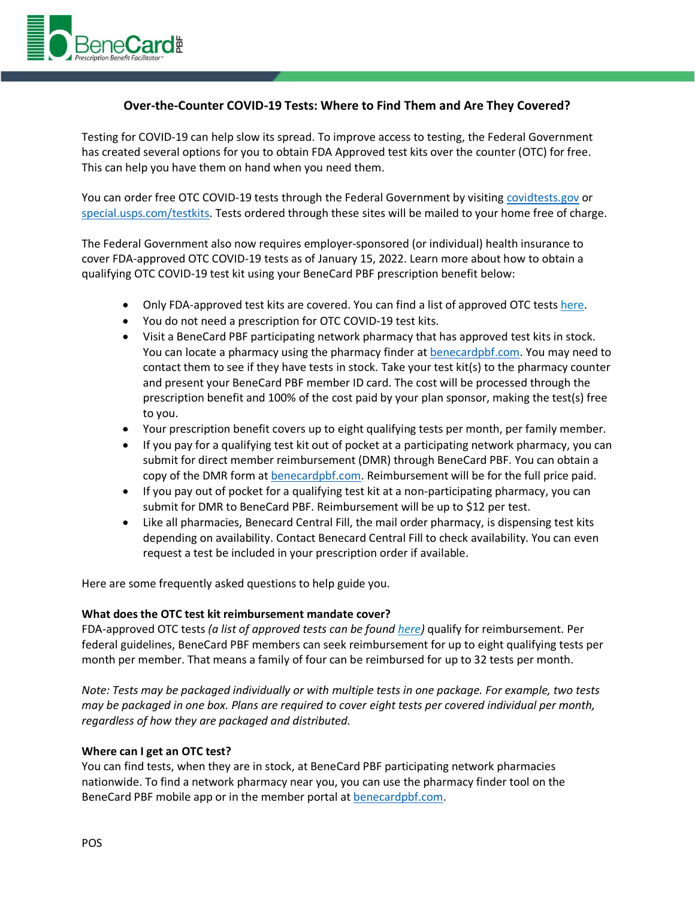BeneCard PBF
*Prescription Benefit Facilitator*

## Over-the-Counter COVID-19 Tests: Where to Find Them and Are They Covered?

Testing for COVID-19 can help slow its spread. To improve access to testing, the Federal Government has created several options for you to obtain FDA Approved test kits over the counter (OTC) for free. This can help you have them on hand when you need them.

You can order free OTC COVID-19 tests through the Federal Government by visiting [covidtests.gov](covidtests.gov) or [special.usps.com/testkits](special.usps.com/testkits). Tests ordered through these sites will be mailed to your home free of charge.

The Federal Government also now requires employer-sponsored (or individual) health insurance to cover FDA-approved OTC COVID-19 tests as of January 15, 2022. Learn more about how to obtain a qualifying OTC COVID-19 test kit using your BeneCard PBF prescription benefit below:

- Only FDA-approved test kits are covered. You can find a list of approved OTC tests here.
- You do not need a prescription for OTC COVID-19 test kits.
- Visit a BeneCard PBF participating network pharmacy that has approved test kits in stock. You can locate a pharmacy using the pharmacy finder at [benecardpbf.com](benecardpbf.com). You may need to contact them to see if they have tests in stock. Take your test kit(s) to the pharmacy counter and present your BeneCard PBF member ID card. The cost will be processed through the prescription benefit and 100% of the cost paid by your plan sponsor, making the test(s) free to you.
- Your prescription benefit covers up to eight qualifying tests per month, per family member.
- If you pay for a qualifying test kit out of pocket at a participating network pharmacy, you can submit for direct member reimbursement (DMR) through BeneCard PBF. You can obtain a copy of the DMR form at [benecardpbf.com](benecardpbf.com). Reimbursement will be for the full price paid.
- If you pay out of pocket for a qualifying test kit at a non-participating pharmacy, you can submit for DMR to BeneCard PBF. Reimbursement will be up to $12 per test.
- Like all pharmacies, Benecard Central Fill, the mail order pharmacy, is dispensing test kits depending on availability. Contact Benecard Central Fill to check availability. You can even request a test be included in your prescription order if available.

Here are some frequently asked questions to help guide you.

**What does the OTC test kit reimbursement mandate cover?**
FDA-approved OTC tests *(a list of approved tests can be found here)* qualify for reimbursement. Per federal guidelines, BeneCard PBF members can seek reimbursement for up to eight qualifying tests per month per member. That means a family of four can be reimbursed for up to 32 tests per month.

*Note: Tests may be packaged individually or with multiple tests in one package. For example, two tests may be packaged in one box. Plans are required to cover eight tests per covered individual per month, regardless of how they are packaged and distributed.*

**Where can I get an OTC test?**
You can find tests, when they are in stock, at BeneCard PBF participating network pharmacies nationwide. To find a network pharmacy near you, you can use the pharmacy finder tool on the BeneCard PBF mobile app or in the member portal at [benecardpbf.com](benecardpbf.com).

POS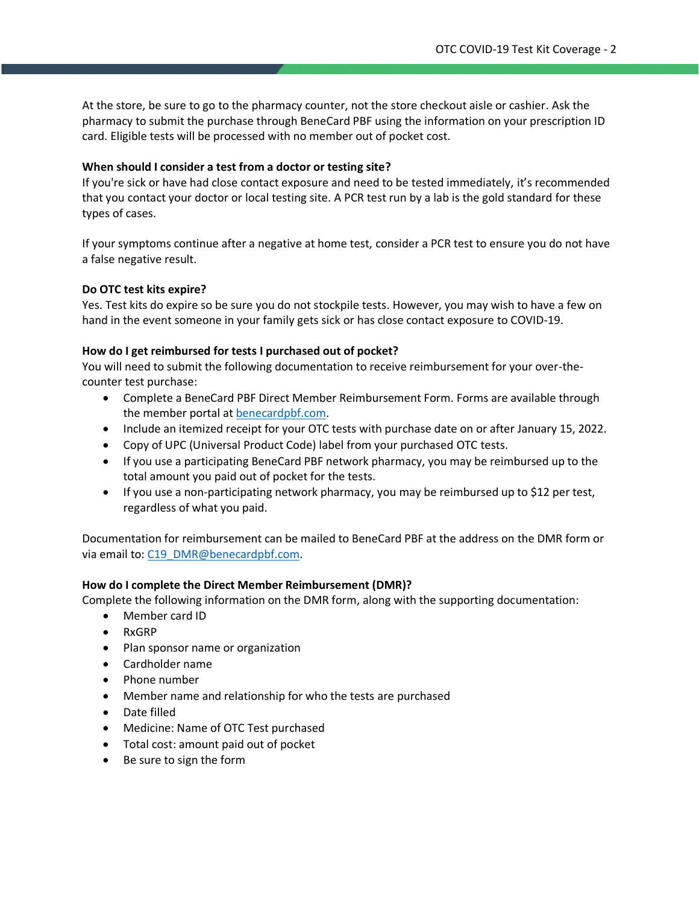At the store, be sure to go to the pharmacy counter, not the store checkout aisle or cashier. Ask the pharmacy to submit the purchase through BeneCard PBF using the information on your prescription ID card. Eligible tests will be processed with no member out of pocket cost.

**When should I consider a test from a doctor or testing site?**

If you're sick or have had close contact exposure and need to be tested immediately, it's recommended that you contact your doctor or local testing site. A PCR test run by a lab is the gold standard for these types of cases.

If your symptoms continue after a negative at home test, consider a PCR test to ensure you do not have a false negative result.

**Do OTC test kits expire?**

Yes. Test kits do expire so be sure you do not stockpile tests. However, you may wish to have a few on hand in the event someone in your family gets sick or has close contact exposure to COVID-19.

**How do I get reimbursed for tests I purchased out of pocket?**

You will need to submit the following documentation to receive reimbursement for your over-the-counter test purchase:

- Complete a BeneCard PBF Direct Member Reimbursement Form. Forms are available through the member portal at benecardpbf.com.
- Include an itemized receipt for your OTC tests with purchase date on or after January 15, 2022.
- Copy of UPC (Universal Product Code) label from your purchased OTC tests.
- If you use a participating BeneCard PBF network pharmacy, you may be reimbursed up to the total amount you paid out of pocket for the tests.
- If you use a non-participating network pharmacy, you may be reimbursed up to $12 per test, regardless of what you paid.

Documentation for reimbursement can be mailed to BeneCard PBF at the address on the DMR form or via email to: C19_DMR@benecardpbf.com.

**How do I complete the Direct Member Reimbursement (DMR)?**

Complete the following information on the DMR form, along with the supporting documentation:

- Member card ID
- RxGRP
- Plan sponsor name or organization
- Cardholder name
- Phone number
- Member name and relationship for who the tests are purchased
- Date filled
- Medicine: Name of OTC Test purchased
- Total cost: amount paid out of pocket
- Be sure to sign the form